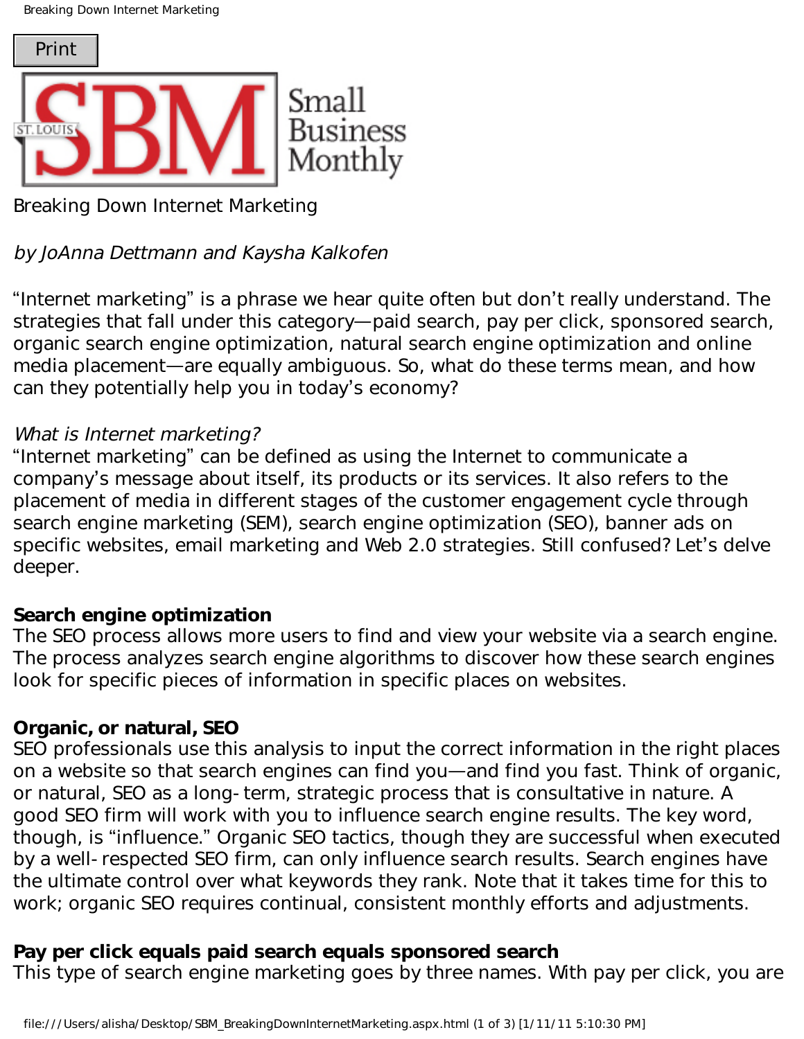Breaking Down Internet Marketing

*by JoAnna Dettmann and Kaysha Kalkofen*

"Internet marketing" is a phrase we hear quite often but don't really understand. The strategies that fall under this category—paid search, pay per click, sponsored search, organic search engine optimization, natural search engine optimization and online media placement—are equally ambiguous. So, what do these terms mean, and how can they potentially help you in today's economy?

*What is Internet marketing?*

"Internet marketing" can be defined as using the Internet to communicate a company's message about itself, its products or its services. It also refers to the placement of media in different stages of the customer engagement cycle through search engine marketing (SEM), search engine optimization (SEO), banner ads on specific websites, email marketing and Web 2.0 strategies. Still confused? Let's delve deeper.

**Search engine optimization**

The SEO process allows more users to find and view your website via a search engine. The process analyzes search engine algorithms to discover how these search engines look for specific pieces of information in specific places on websites.

**Organic, or natural, SEO**

SEO professionals use this analysis to input the correct information in the right places on a website so that search engines can find you—and find you fast. Think of organic, or natural, SEO as a long-term, strategic process that is consultative in nature. A good SEO firm will work with you to influence search engine results. The key word, though, is "influence." Organic SEO tactics, though they are successful when executed by a well-respected SEO firm, can only influence search results. Search engines have the ultimate control over what keywords they rank. Note that it takes time for this to work; organic SEO requires continual, consistent monthly efforts and adjustments.

**Pay per click equals paid search equals sponsored search**

This type of search engine marketing goes by three names. With pay per click, you are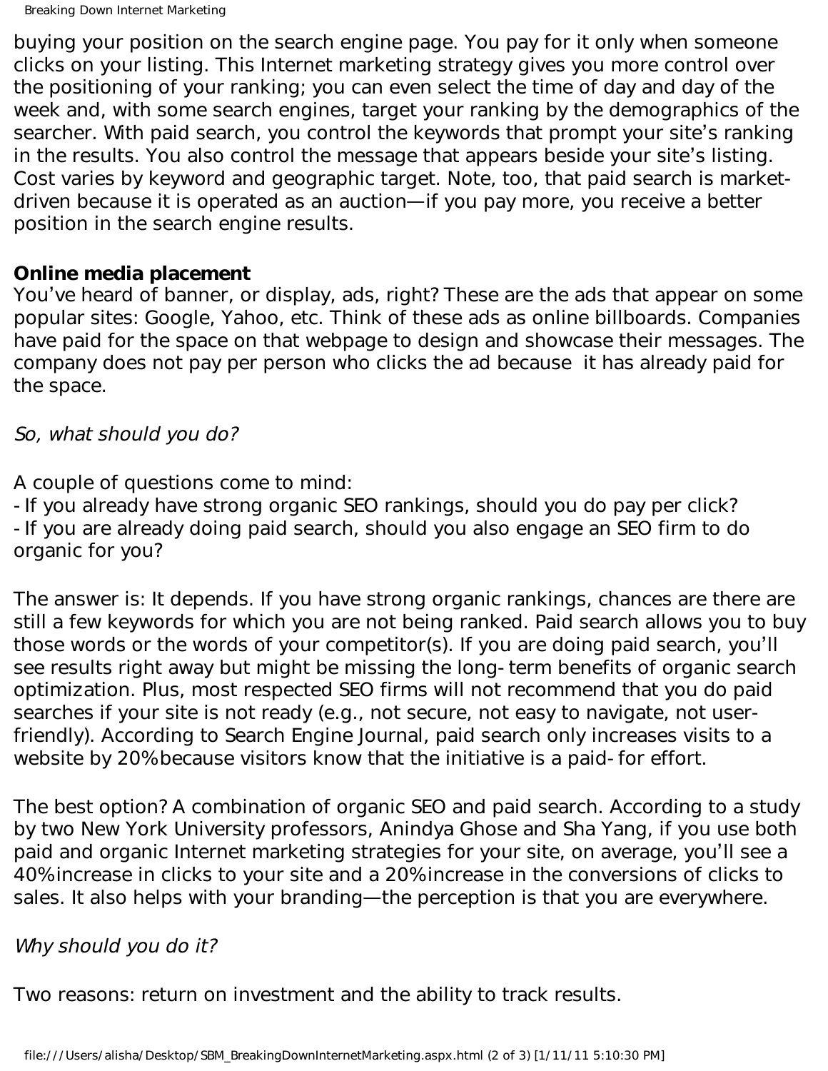buying your position on the search engine page. You pay for it only when someone clicks on your listing. This Internet marketing strategy gives you more control over the positioning of your ranking; you can even select the time of day and day of the week and, with some search engines, target your ranking by the demographics of the searcher. With paid search, you control the keywords that prompt your site's ranking in the results. You also control the message that appears beside your site's listing. Cost varies by keyword and geographic target. Note, too, that paid search is market-driven because it is operated as an auction—if you pay more, you receive a better position in the search engine results.

**Online media placement**

You've heard of banner, or display, ads, right? These are the ads that appear on some popular sites: Google, Yahoo, etc. Think of these ads as online billboards. Companies have paid for the space on that webpage to design and showcase their messages. The company does not pay per person who clicks the ad because it has already paid for the space.

*So, what should you do?*

A couple of questions come to mind:

- If you already have strong organic SEO rankings, should you do pay per click?
- If you are already doing paid search, should you also engage an SEO firm to do organic for you?

The answer is: It depends. If you have strong organic rankings, chances are there are still a few keywords for which you are not being ranked. Paid search allows you to buy those words or the words of your competitor(s). If you are doing paid search, you'll see results right away but might be missing the long-term benefits of organic search optimization. Plus, most respected SEO firms will not recommend that you do paid searches if your site is not ready (e.g., not secure, not easy to navigate, not user-friendly). According to Search Engine Journal, paid search only increases visits to a website by 20% because visitors know that the initiative is a paid-for effort.

The best option? A combination of organic SEO and paid search. According to a study by two New York University professors, Anindya Ghose and Sha Yang, if you use both paid and organic Internet marketing strategies for your site, on average, you'll see a 40% increase in clicks to your site and a 20% increase in the conversions of clicks to sales. It also helps with your branding—the perception is that you are everywhere.

*Why should you do it?*

Two reasons: return on investment and the ability to track results.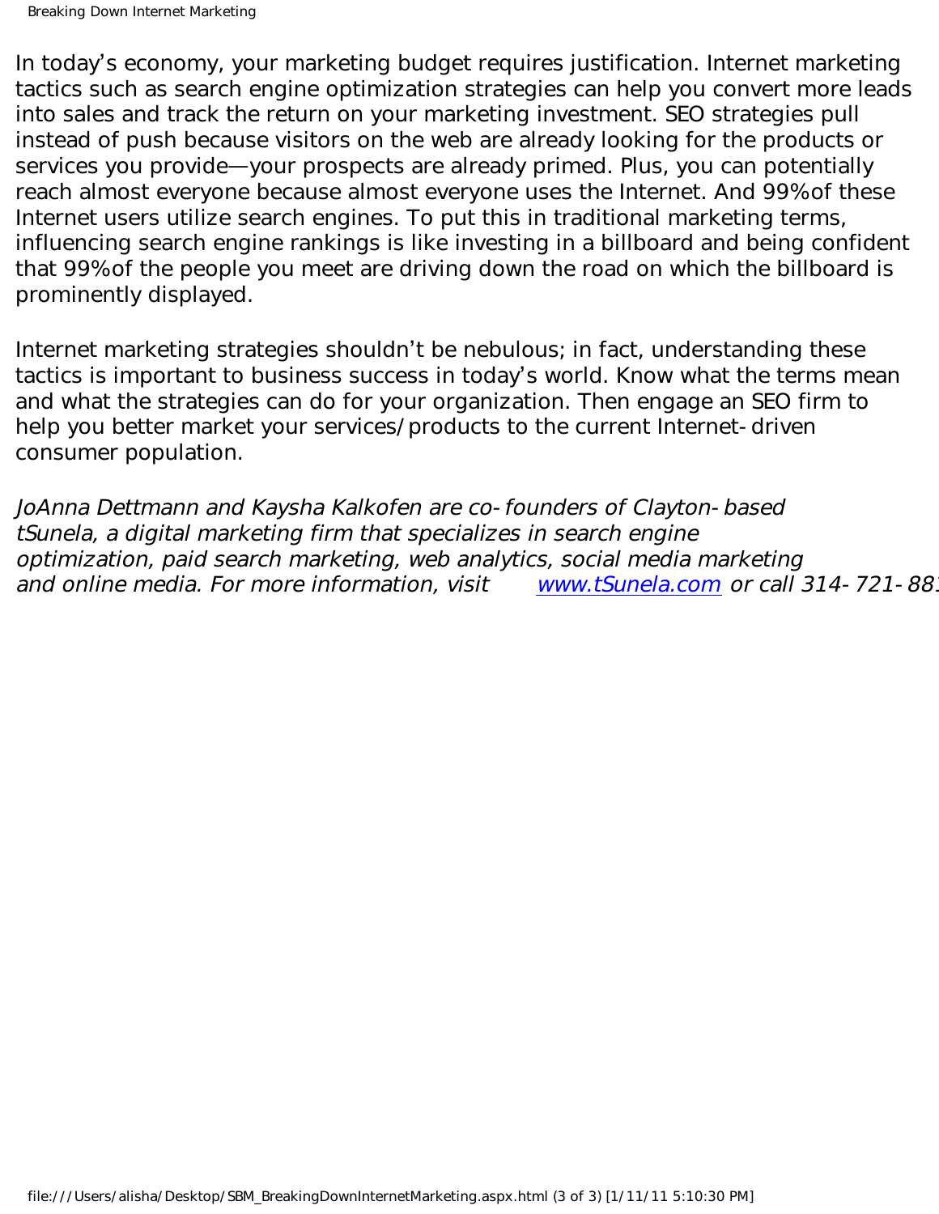In today's economy, your marketing budget requires justification. Internet marketing tactics such as search engine optimization strategies can help you convert more leads into sales and track the return on your marketing investment. SEO strategies pull instead of push because visitors on the web are already looking for the products or services you provide—your prospects are already primed. Plus, you can potentially reach almost everyone because almost everyone uses the Internet. And 99% of these Internet users utilize search engines. To put this in traditional marketing terms, influencing search engine rankings is like investing in a billboard and being confident that 99% of the people you meet are driving down the road on which the billboard is prominently displayed.

Internet marketing strategies shouldn't be nebulous; in fact, understanding these tactics is important to business success in today's world. Know what the terms mean and what the strategies can do for your organization. Then engage an SEO firm to help you better market your services/products to the current Internet-driven consumer population.

*JoAnna Dettmann and Kaysha Kalkofen are co-founders of Clayton-based tSunela, a digital marketing firm that specializes in search engine optimization, paid search marketing, web analytics, social media marketing and online media. For more information, visit [www.tSunela.com](http://www.tSunela.com) or call 314-721-88*